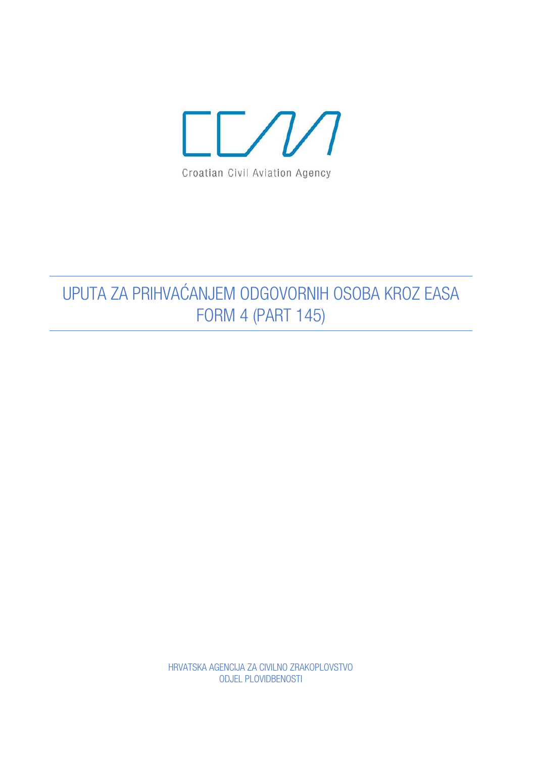Croatian Civil Aviation Agency

# UPUTA ZA PRIHVAĆANJEM ODGOVORNIH OSOBA KROZ EASA FORM 4 (PART 145)

HRVATSKA AGENCIJA ZA CIVILNO ZRAKOPLOVSTVO
ODJEL PLOVIDBENOSTI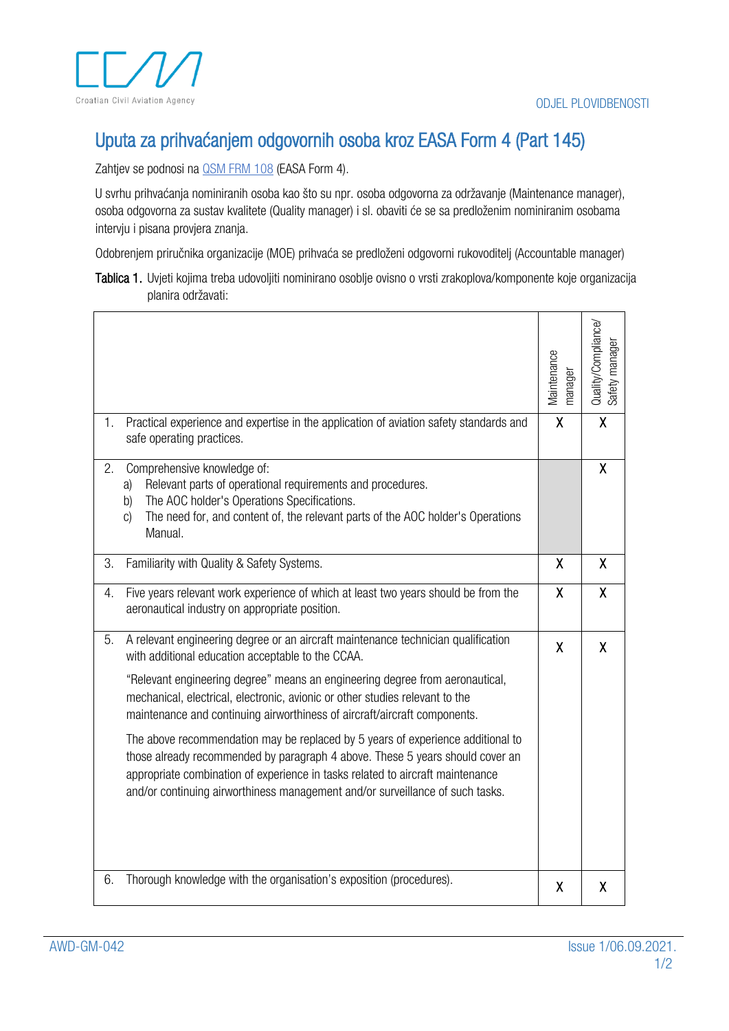# Uputa za prihvaćanjem odgovornih osoba kroz EASA Form 4 (Part 145)

Zahtjev se podnosi na QSM FRM 108 (EASA Form 4).

U svrhu prihvaćanja nominiranih osoba kao što su npr. osoba odgovorna za održavanje (Maintenance manager), osoba odgovorna za sustav kvalitete (Quality manager) i sl. obaviti će se sa predloženim nominiranim osobama intervju i pisana provjera znanja.

Odobrenjem priručnika organizacije (MOE) prihvaća se predloženi odgovorni rukovoditelj (Accountable manager)

**Tablica 1.** Uvjeti kojima treba udovoljiti nominirano osoblje ovisno o vrsti zrakoplova/komponente koje organizacija planira održavati:

| | Maintenance manager | Quality/Compliance/ Safety manager |
|---|---|---|
| 1. Practical experience and expertise in the application of aviation safety standards and safe operating practices. | X | X |
| 2. Comprehensive knowledge of:<br>a) Relevant parts of operational requirements and procedures.<br>b) The AOC holder's Operations Specifications.<br>c) The need for, and content of, the relevant parts of the AOC holder's Operations Manual. | | X |
| 3. Familiarity with Quality & Safety Systems. | X | X |
| 4. Five years relevant work experience of which at least two years should be from the aeronautical industry on appropriate position. | X | X |
| 5. A relevant engineering degree or an aircraft maintenance technician qualification with additional education acceptable to the CCAA.<br>"Relevant engineering degree" means an engineering degree from aeronautical, mechanical, electrical, electronic, avionic or other studies relevant to the maintenance and continuing airworthiness of aircraft/aircraft components.<br>The above recommendation may be replaced by 5 years of experience additional to those already recommended by paragraph 4 above. These 5 years should cover an appropriate combination of experience in tasks related to aircraft maintenance and/or continuing airworthiness management and/or surveillance of such tasks. | X | X |
| 6. Thorough knowledge with the organisation's exposition (procedures). | X | X |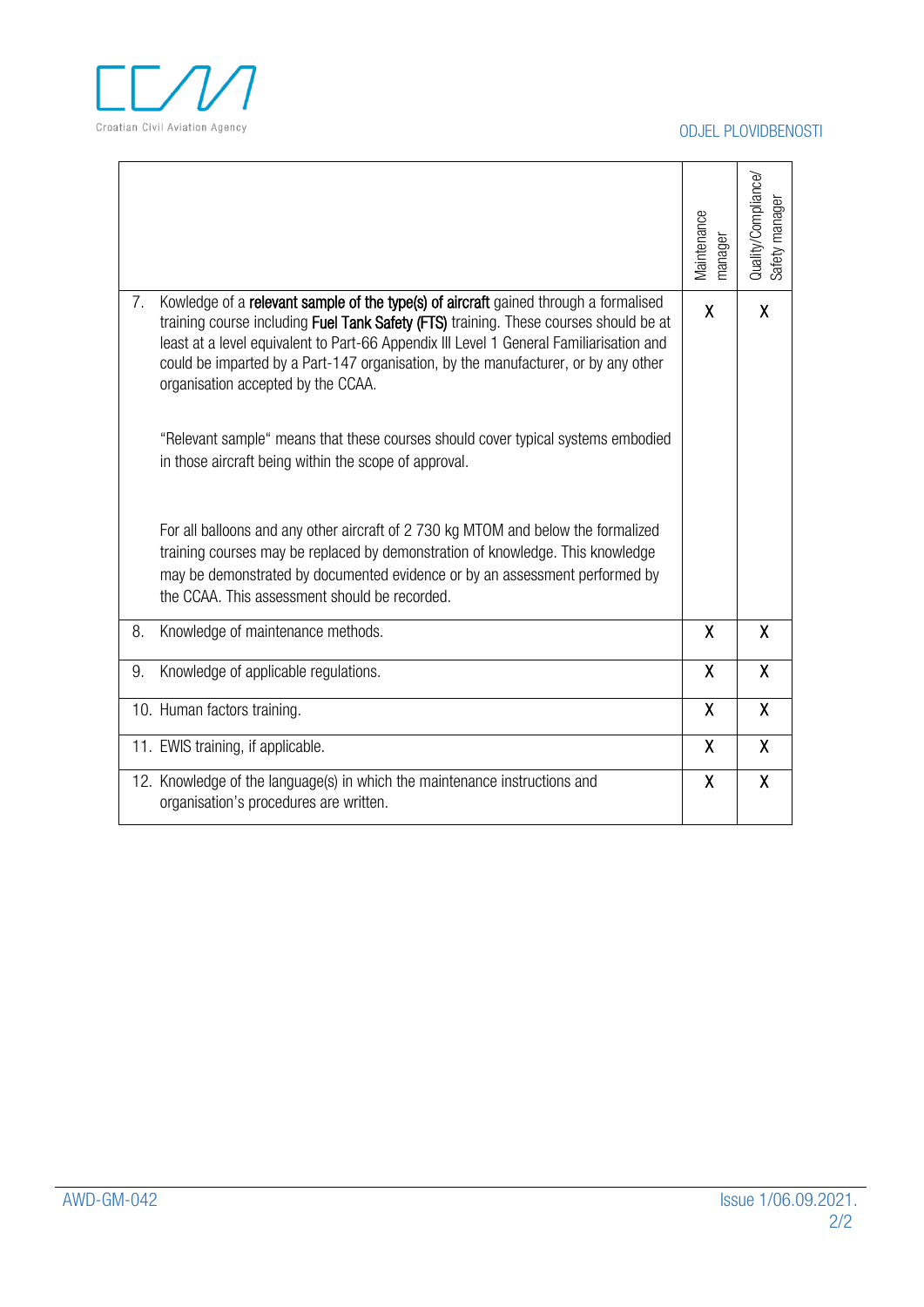| | Maintenance manager | Quality/Compliance/ Safety manager |
|---|---|---|
| 7. Kowledge of a **relevant sample of the type(s) of aircraft** gained through a formalised training course including **Fuel Tank Safety (FTS)** training. These courses should be at least at a level equivalent to Part-66 Appendix III Level 1 General Familiarisation and could be imparted by a Part-147 organisation, by the manufacturer, or by any other organisation accepted by the CCAA.<br><br>"Relevant sample" means that these courses should cover typical systems embodied in those aircraft being within the scope of approval.<br><br>For all balloons and any other aircraft of 2 730 kg MTOM and below the formalized training courses may be replaced by demonstration of knowledge. This knowledge may be demonstrated by documented evidence or by an assessment performed by the CCAA. This assessment should be recorded. | X | X |
| 8. Knowledge of maintenance methods. | X | X |
| 9. Knowledge of applicable regulations. | X | X |
| 10. Human factors training. | X | X |
| 11. EWIS training, if applicable. | X | X |
| 12. Knowledge of the language(s) in which the maintenance instructions and organisation's procedures are written. | X | X |